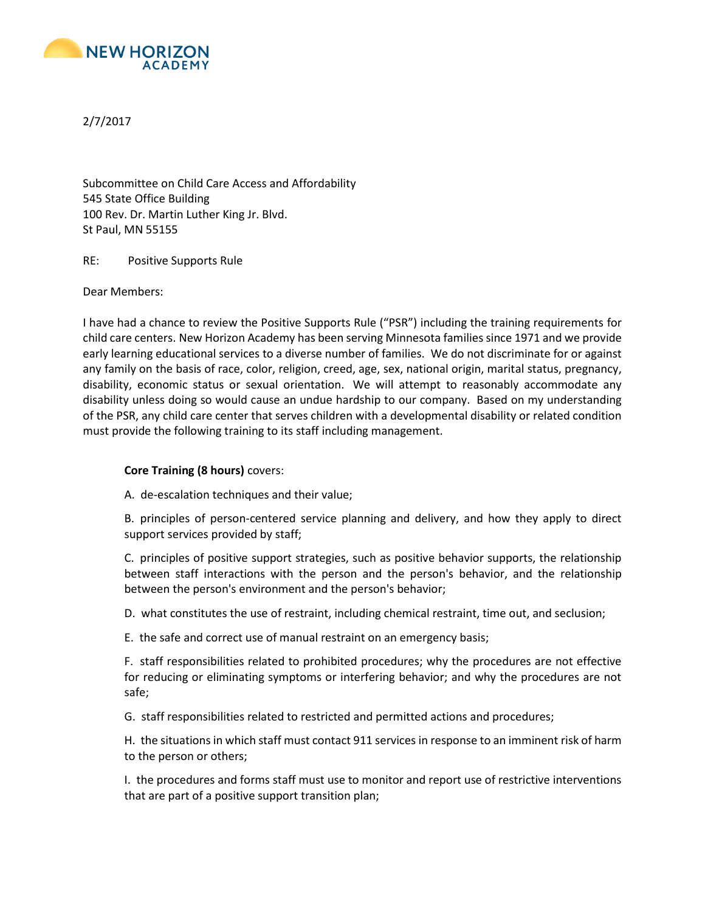NEW HORIZON ACADEMY

2/7/2017

Subcommittee on Child Care Access and Affordability
545 State Office Building
100 Rev. Dr. Martin Luther King Jr. Blvd.
St Paul, MN 55155

RE: Positive Supports Rule

Dear Members:

I have had a chance to review the Positive Supports Rule ("PSR") including the training requirements for child care centers. New Horizon Academy has been serving Minnesota families since 1971 and we provide early learning educational services to a diverse number of families. We do not discriminate for or against any family on the basis of race, color, religion, creed, age, sex, national origin, marital status, pregnancy, disability, economic status or sexual orientation. We will attempt to reasonably accommodate any disability unless doing so would cause an undue hardship to our company. Based on my understanding of the PSR, any child care center that serves children with a developmental disability or related condition must provide the following training to its staff including management.

**Core Training (8 hours)** covers:

A. de-escalation techniques and their value;

B. principles of person-centered service planning and delivery, and how they apply to direct support services provided by staff;

C. principles of positive support strategies, such as positive behavior supports, the relationship between staff interactions with the person and the person's behavior, and the relationship between the person's environment and the person's behavior;

D. what constitutes the use of restraint, including chemical restraint, time out, and seclusion;

E. the safe and correct use of manual restraint on an emergency basis;

F. staff responsibilities related to prohibited procedures; why the procedures are not effective for reducing or eliminating symptoms or interfering behavior; and why the procedures are not safe;

G. staff responsibilities related to restricted and permitted actions and procedures;

H. the situations in which staff must contact 911 services in response to an imminent risk of harm to the person or others;

I. the procedures and forms staff must use to monitor and report use of restrictive interventions that are part of a positive support transition plan;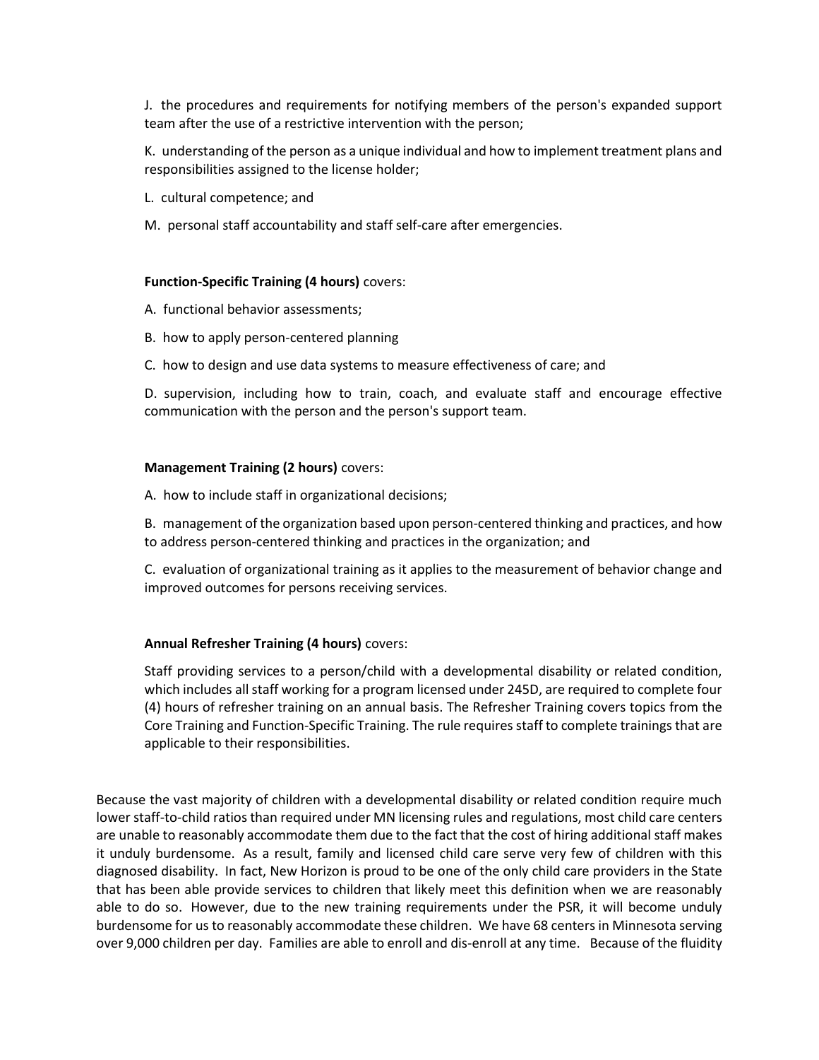J. the procedures and requirements for notifying members of the person's expanded support team after the use of a restrictive intervention with the person;

K. understanding of the person as a unique individual and how to implement treatment plans and responsibilities assigned to the license holder;

L. cultural competence; and

M. personal staff accountability and staff self-care after emergencies.

**Function-Specific Training (4 hours)** covers:

A. functional behavior assessments;

B. how to apply person-centered planning

C. how to design and use data systems to measure effectiveness of care; and

D. supervision, including how to train, coach, and evaluate staff and encourage effective communication with the person and the person's support team.

**Management Training (2 hours)** covers:

A. how to include staff in organizational decisions;

B. management of the organization based upon person-centered thinking and practices, and how to address person-centered thinking and practices in the organization; and

C. evaluation of organizational training as it applies to the measurement of behavior change and improved outcomes for persons receiving services.

**Annual Refresher Training (4 hours)** covers:

Staff providing services to a person/child with a developmental disability or related condition, which includes all staff working for a program licensed under 245D, are required to complete four (4) hours of refresher training on an annual basis. The Refresher Training covers topics from the Core Training and Function-Specific Training. The rule requires staff to complete trainings that are applicable to their responsibilities.

Because the vast majority of children with a developmental disability or related condition require much lower staff-to-child ratios than required under MN licensing rules and regulations, most child care centers are unable to reasonably accommodate them due to the fact that the cost of hiring additional staff makes it unduly burdensome. As a result, family and licensed child care serve very few of children with this diagnosed disability. In fact, New Horizon is proud to be one of the only child care providers in the State that has been able provide services to children that likely meet this definition when we are reasonably able to do so. However, due to the new training requirements under the PSR, it will become unduly burdensome for us to reasonably accommodate these children. We have 68 centers in Minnesota serving over 9,000 children per day. Families are able to enroll and dis-enroll at any time. Because of the fluidity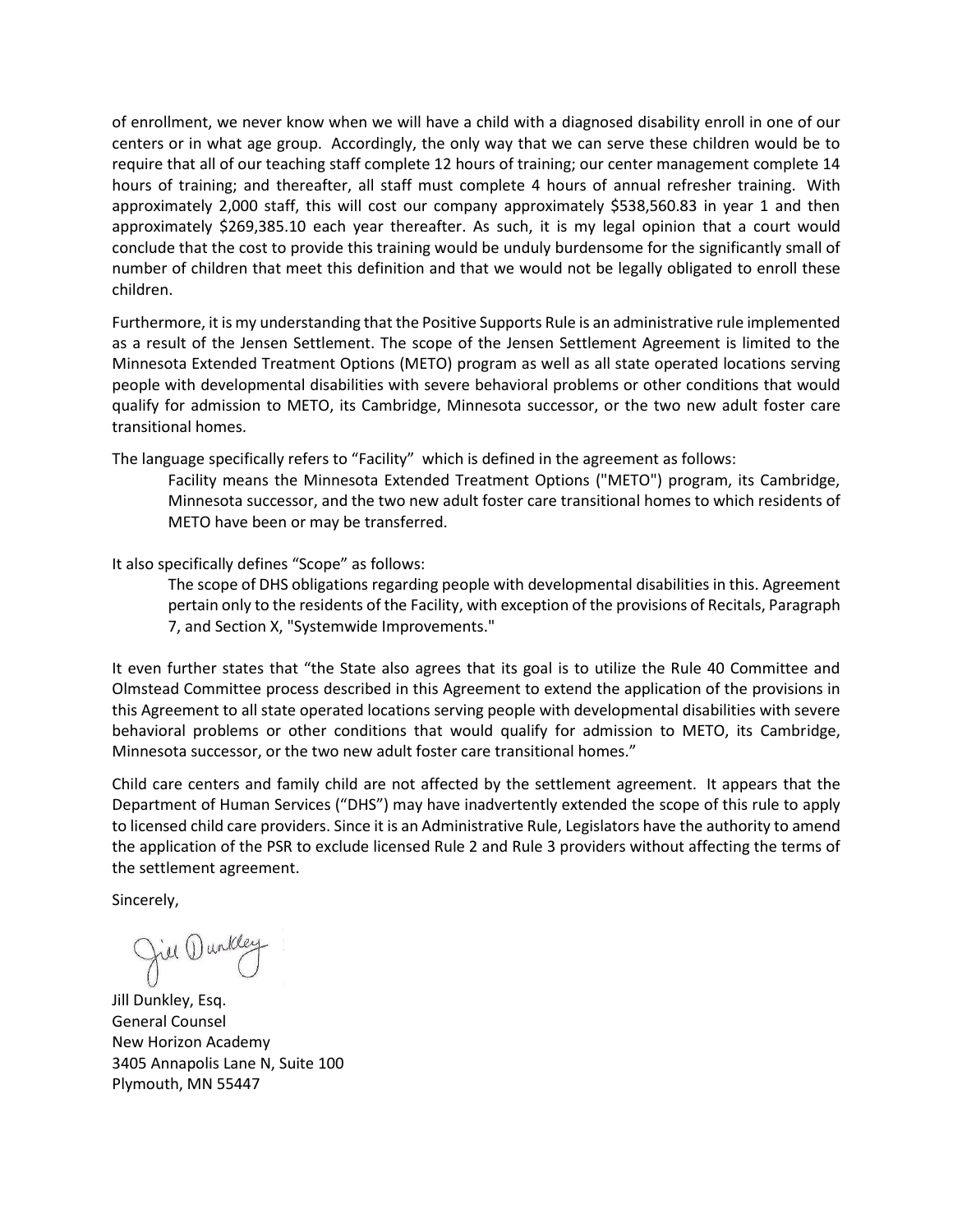of enrollment, we never know when we will have a child with a diagnosed disability enroll in one of our centers or in what age group. Accordingly, the only way that we can serve these children would be to require that all of our teaching staff complete 12 hours of training; our center management complete 14 hours of training; and thereafter, all staff must complete 4 hours of annual refresher training. With approximately 2,000 staff, this will cost our company approximately $538,560.83 in year 1 and then approximately $269,385.10 each year thereafter. As such, it is my legal opinion that a court would conclude that the cost to provide this training would be unduly burdensome for the significantly small of number of children that meet this definition and that we would not be legally obligated to enroll these children.

Furthermore, it is my understanding that the Positive Supports Rule is an administrative rule implemented as a result of the Jensen Settlement. The scope of the Jensen Settlement Agreement is limited to the Minnesota Extended Treatment Options (METO) program as well as all state operated locations serving people with developmental disabilities with severe behavioral problems or other conditions that would qualify for admission to METO, its Cambridge, Minnesota successor, or the two new adult foster care transitional homes.

The language specifically refers to "Facility" which is defined in the agreement as follows:

> Facility means the Minnesota Extended Treatment Options ("METO") program, its Cambridge, Minnesota successor, and the two new adult foster care transitional homes to which residents of METO have been or may be transferred.

It also specifically defines "Scope" as follows:

> The scope of DHS obligations regarding people with developmental disabilities in this. Agreement pertain only to the residents of the Facility, with exception of the provisions of Recitals, Paragraph 7, and Section X, "Systemwide Improvements."

It even further states that "the State also agrees that its goal is to utilize the Rule 40 Committee and Olmstead Committee process described in this Agreement to extend the application of the provisions in this Agreement to all state operated locations serving people with developmental disabilities with severe behavioral problems or other conditions that would qualify for admission to METO, its Cambridge, Minnesota successor, or the two new adult foster care transitional homes."

Child care centers and family child are not affected by the settlement agreement. It appears that the Department of Human Services ("DHS") may have inadvertently extended the scope of this rule to apply to licensed child care providers. Since it is an Administrative Rule, Legislators have the authority to amend the application of the PSR to exclude licensed Rule 2 and Rule 3 providers without affecting the terms of the settlement agreement.

Sincerely,

Jill Dunkley

Jill Dunkley, Esq.
General Counsel
New Horizon Academy
3405 Annapolis Lane N, Suite 100
Plymouth, MN 55447